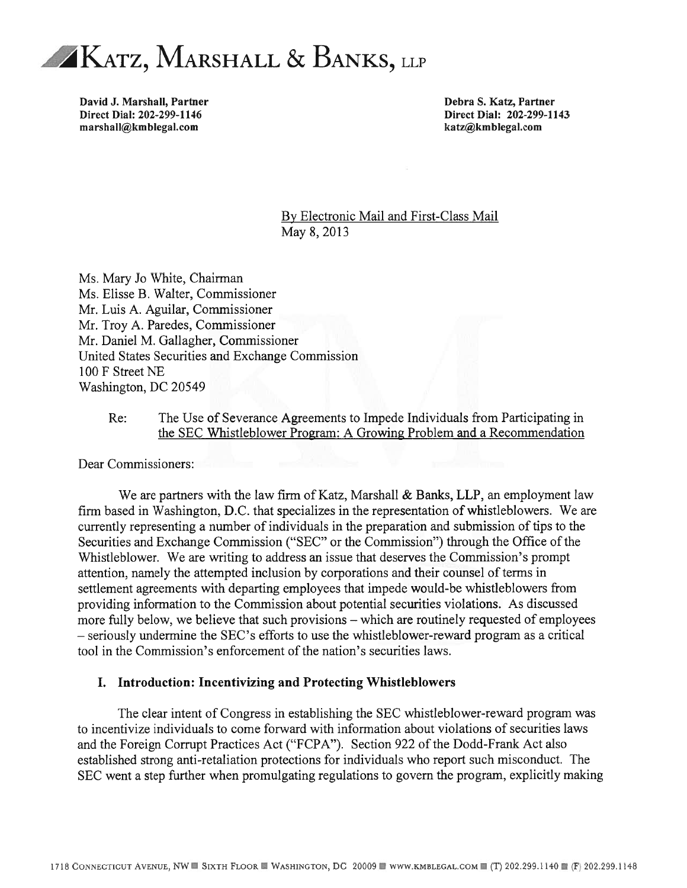# KATZ, MARSHALL & BANKS, LLP

**David J. Marshall, Partner**
**Direct Dial: 202-299-1146**
**marshall@kmblegal.com**

**Debra S. Katz, Partner**
**Direct Dial: 202-299-1143**
**katz@kmblegal.com**

By Electronic Mail and First-Class Mail
May 8, 2013

Ms. Mary Jo White, Chairman
Ms. Elisse B. Walter, Commissioner
Mr. Luis A. Aguilar, Commissioner
Mr. Troy A. Paredes, Commissioner
Mr. Daniel M. Gallagher, Commissioner
United States Securities and Exchange Commission
100 F Street NE
Washington, DC 20549

Re: The Use of Severance Agreements to Impede Individuals from Participating in the SEC Whistleblower Program: A Growing Problem and a Recommendation

Dear Commissioners:

We are partners with the law firm of Katz, Marshall & Banks, LLP, an employment law firm based in Washington, D.C. that specializes in the representation of whistleblowers. We are currently representing a number of individuals in the preparation and submission of tips to the Securities and Exchange Commission ("SEC" or the Commission") through the Office of the Whistleblower. We are writing to address an issue that deserves the Commission's prompt attention, namely the attempted inclusion by corporations and their counsel of terms in settlement agreements with departing employees that impede would-be whistleblowers from providing information to the Commission about potential securities violations. As discussed more fully below, we believe that such provisions – which are routinely requested of employees – seriously undermine the SEC's efforts to use the whistleblower-reward program as a critical tool in the Commission's enforcement of the nation's securities laws.

## I. Introduction: Incentivizing and Protecting Whistleblowers

The clear intent of Congress in establishing the SEC whistleblower-reward program was to incentivize individuals to come forward with information about violations of securities laws and the Foreign Corrupt Practices Act ("FCPA"). Section 922 of the Dodd-Frank Act also established strong anti-retaliation protections for individuals who report such misconduct. The SEC went a step further when promulgating regulations to govern the program, explicitly making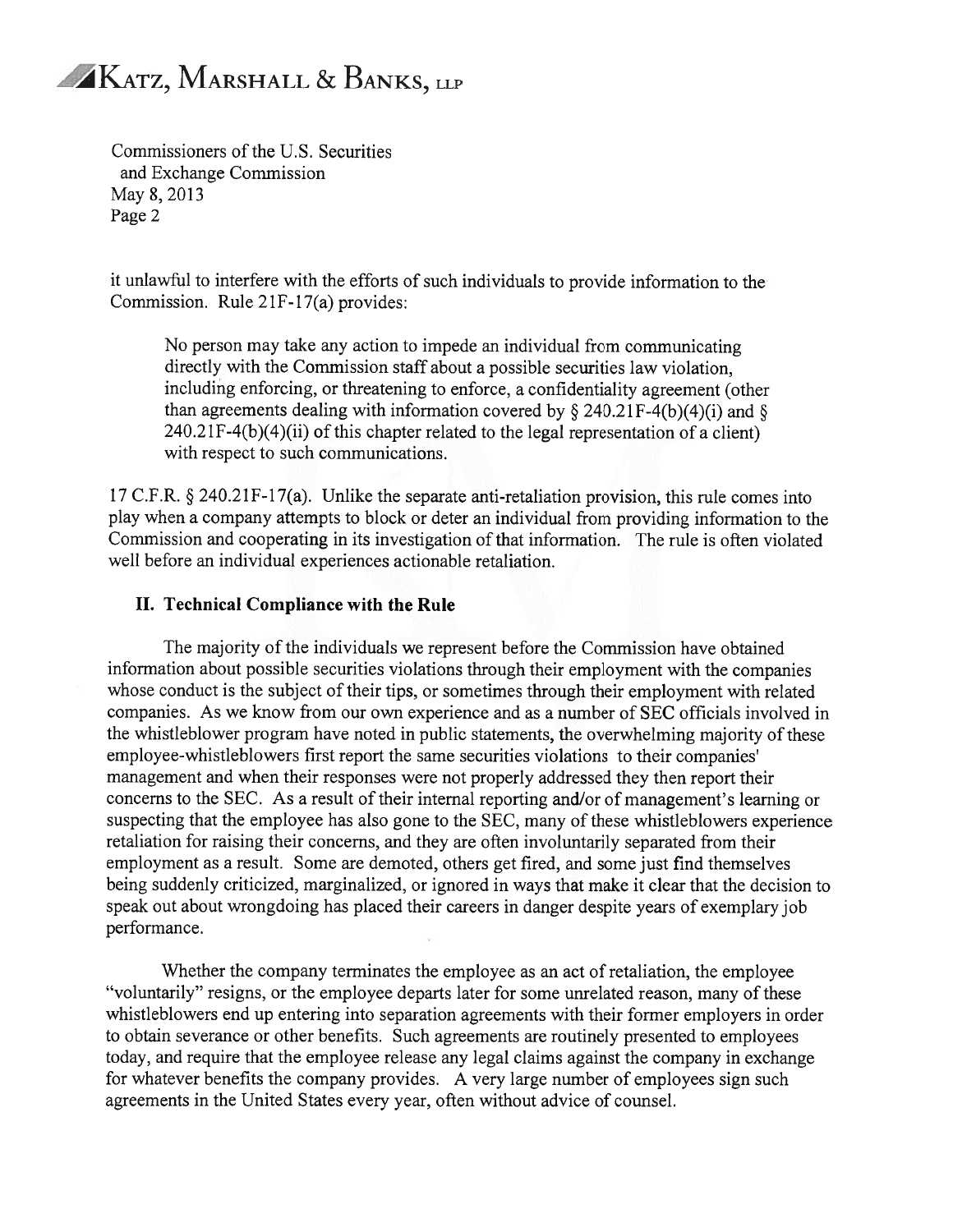it unlawful to interfere with the efforts of such individuals to provide information to the Commission. Rule 21F-17(a) provides:

> No person may take any action to impede an individual from communicating directly with the Commission staff about a possible securities law violation, including enforcing, or threatening to enforce, a confidentiality agreement (other than agreements dealing with information covered by § 240.21F-4(b)(4)(i) and § 240.21F-4(b)(4)(ii) of this chapter related to the legal representation of a client) with respect to such communications.

17 C.F.R. § 240.21F-17(a). Unlike the separate anti-retaliation provision, this rule comes into play when a company attempts to block or deter an individual from providing information to the Commission and cooperating in its investigation of that information. The rule is often violated well before an individual experiences actionable retaliation.

## II. Technical Compliance with the Rule

The majority of the individuals we represent before the Commission have obtained information about possible securities violations through their employment with the companies whose conduct is the subject of their tips, or sometimes through their employment with related companies. As we know from our own experience and as a number of SEC officials involved in the whistleblower program have noted in public statements, the overwhelming majority of these employee-whistleblowers first report the same securities violations to their companies' management and when their responses were not properly addressed they then report their concerns to the SEC. As a result of their internal reporting and/or of management's learning or suspecting that the employee has also gone to the SEC, many of these whistleblowers experience retaliation for raising their concerns, and they are often involuntarily separated from their employment as a result. Some are demoted, others get fired, and some just find themselves being suddenly criticized, marginalized, or ignored in ways that make it clear that the decision to speak out about wrongdoing has placed their careers in danger despite years of exemplary job performance.

Whether the company terminates the employee as an act of retaliation, the employee "voluntarily" resigns, or the employee departs later for some unrelated reason, many of these whistleblowers end up entering into separation agreements with their former employers in order to obtain severance or other benefits. Such agreements are routinely presented to employees today, and require that the employee release any legal claims against the company in exchange for whatever benefits the company provides. A very large number of employees sign such agreements in the United States every year, often without advice of counsel.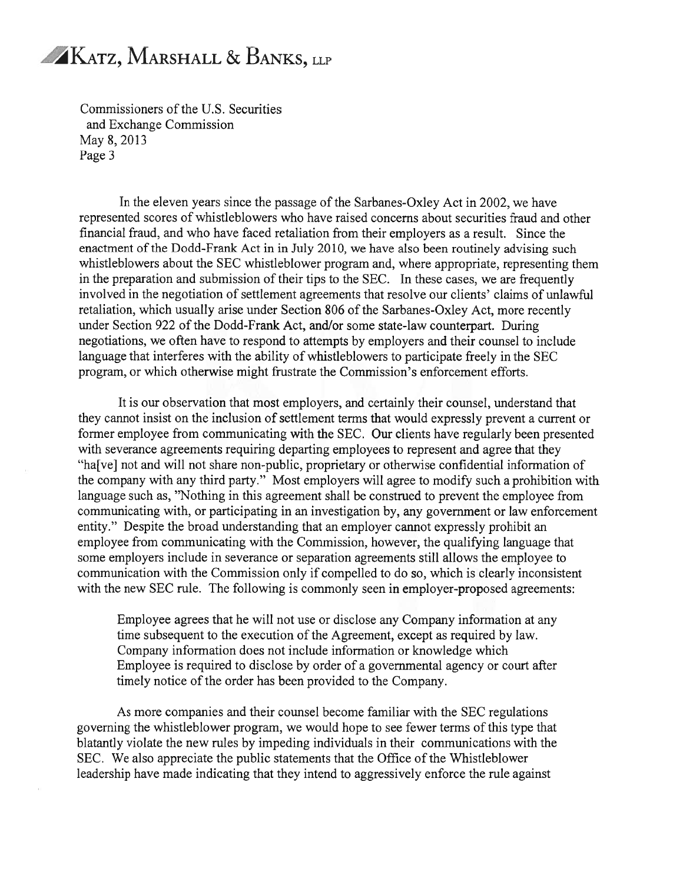Commissioners of the U.S. Securities and Exchange Commission
May 8, 2013

In the eleven years since the passage of the Sarbanes-Oxley Act in 2002, we have represented scores of whistleblowers who have raised concerns about securities fraud and other financial fraud, and who have faced retaliation from their employers as a result. Since the enactment of the Dodd-Frank Act in in July 2010, we have also been routinely advising such whistleblowers about the SEC whistleblower program and, where appropriate, representing them in the preparation and submission of their tips to the SEC. In these cases, we are frequently involved in the negotiation of settlement agreements that resolve our clients' claims of unlawful retaliation, which usually arise under Section 806 of the Sarbanes-Oxley Act, more recently under Section 922 of the Dodd-Frank Act, and/or some state-law counterpart. During negotiations, we often have to respond to attempts by employers and their counsel to include language that interferes with the ability of whistleblowers to participate freely in the SEC program, or which otherwise might frustrate the Commission's enforcement efforts.

It is our observation that most employers, and certainly their counsel, understand that they cannot insist on the inclusion of settlement terms that would expressly prevent a current or former employee from communicating with the SEC. Our clients have regularly been presented with severance agreements requiring departing employees to represent and agree that they "ha[ve] not and will not share non-public, proprietary or otherwise confidential information of the company with any third party." Most employers will agree to modify such a prohibition with language such as, "Nothing in this agreement shall be construed to prevent the employee from communicating with, or participating in an investigation by, any government or law enforcement entity." Despite the broad understanding that an employer cannot expressly prohibit an employee from communicating with the Commission, however, the qualifying language that some employers include in severance or separation agreements still allows the employee to communication with the Commission only if compelled to do so, which is clearly inconsistent with the new SEC rule. The following is commonly seen in employer-proposed agreements:

> Employee agrees that he will not use or disclose any Company information at any time subsequent to the execution of the Agreement, except as required by law. Company information does not include information or knowledge which Employee is required to disclose by order of a governmental agency or court after timely notice of the order has been provided to the Company.

As more companies and their counsel become familiar with the SEC regulations governing the whistleblower program, we would hope to see fewer terms of this type that blatantly violate the new rules by impeding individuals in their communications with the SEC. We also appreciate the public statements that the Office of the Whistleblower leadership have made indicating that they intend to aggressively enforce the rule against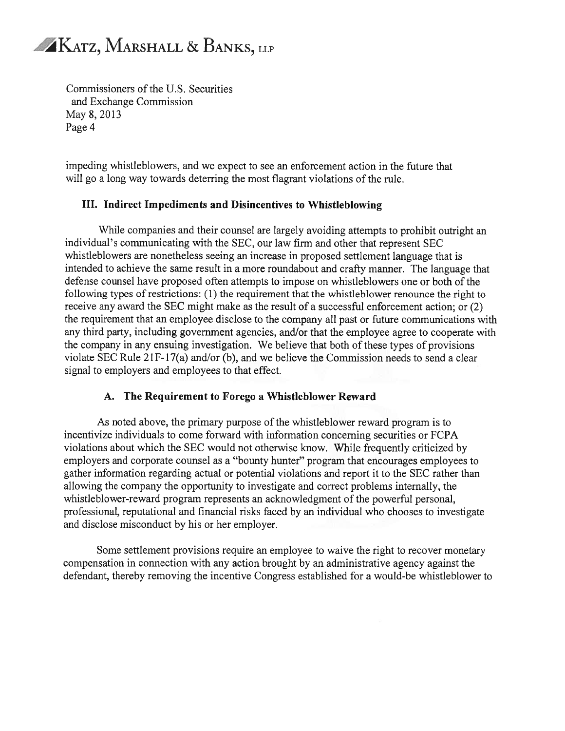impeding whistleblowers, and we expect to see an enforcement action in the future that will go a long way towards deterring the most flagrant violations of the rule.

### III. Indirect Impediments and Disincentives to Whistleblowing

While companies and their counsel are largely avoiding attempts to prohibit outright an individual's communicating with the SEC, our law firm and other that represent SEC whistleblowers are nonetheless seeing an increase in proposed settlement language that is intended to achieve the same result in a more roundabout and crafty manner. The language that defense counsel have proposed often attempts to impose on whistleblowers one or both of the following types of restrictions: (1) the requirement that the whistleblower renounce the right to receive any award the SEC might make as the result of a successful enforcement action; or (2) the requirement that an employee disclose to the company all past or future communications with any third party, including government agencies, and/or that the employee agree to cooperate with the company in any ensuing investigation. We believe that both of these types of provisions violate SEC Rule 21F-17(a) and/or (b), and we believe the Commission needs to send a clear signal to employers and employees to that effect.

#### A. The Requirement to Forego a Whistleblower Reward

As noted above, the primary purpose of the whistleblower reward program is to incentivize individuals to come forward with information concerning securities or FCPA violations about which the SEC would not otherwise know. While frequently criticized by employers and corporate counsel as a "bounty hunter" program that encourages employees to gather information regarding actual or potential violations and report it to the SEC rather than allowing the company the opportunity to investigate and correct problems internally, the whistleblower-reward program represents an acknowledgment of the powerful personal, professional, reputational and financial risks faced by an individual who chooses to investigate and disclose misconduct by his or her employer.

Some settlement provisions require an employee to waive the right to recover monetary compensation in connection with any action brought by an administrative agency against the defendant, thereby removing the incentive Congress established for a would-be whistleblower to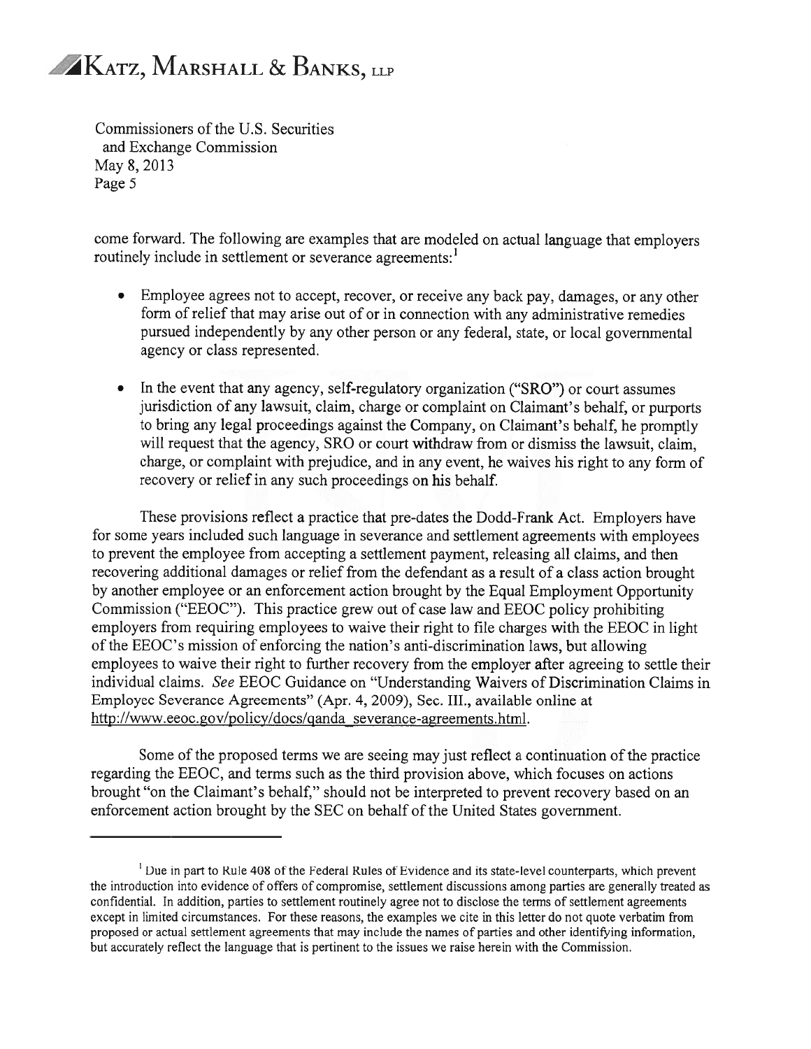come forward. The following are examples that are modeled on actual language that employers routinely include in settlement or severance agreements:[1]

- Employee agrees not to accept, recover, or receive any back pay, damages, or any other form of relief that may arise out of or in connection with any administrative remedies pursued independently by any other person or any federal, state, or local governmental agency or class represented.

- In the event that any agency, self-regulatory organization ("SRO") or court assumes jurisdiction of any lawsuit, claim, charge or complaint on Claimant's behalf, or purports to bring any legal proceedings against the Company, on Claimant's behalf, he promptly will request that the agency, SRO or court withdraw from or dismiss the lawsuit, claim, charge, or complaint with prejudice, and in any event, he waives his right to any form of recovery or relief in any such proceedings on his behalf.

These provisions reflect a practice that pre-dates the Dodd-Frank Act. Employers have for some years included such language in severance and settlement agreements with employees to prevent the employee from accepting a settlement payment, releasing all claims, and then recovering additional damages or relief from the defendant as a result of a class action brought by another employee or an enforcement action brought by the Equal Employment Opportunity Commission ("EEOC"). This practice grew out of case law and EEOC policy prohibiting employers from requiring employees to waive their right to file charges with the EEOC in light of the EEOC's mission of enforcing the nation's anti-discrimination laws, but allowing employees to waive their right to further recovery from the employer after agreeing to settle their individual claims. *See* EEOC Guidance on "Understanding Waivers of Discrimination Claims in Employee Severance Agreements" (Apr. 4, 2009), Sec. III., available online at http://www.eeoc.gov/policy/docs/qanda_severance-agreements.html.

Some of the proposed terms we are seeing may just reflect a continuation of the practice regarding the EEOC, and terms such as the third provision above, which focuses on actions brought "on the Claimant's behalf," should not be interpreted to prevent recovery based on an enforcement action brought by the SEC on behalf of the United States government.

---

[1] Due in part to Rule 408 of the Federal Rules of Evidence and its state-level counterparts, which prevent the introduction into evidence of offers of compromise, settlement discussions among parties are generally treated as confidential. In addition, parties to settlement routinely agree not to disclose the terms of settlement agreements except in limited circumstances. For these reasons, the examples we cite in this letter do not quote verbatim from proposed or actual settlement agreements that may include the names of parties and other identifying information, but accurately reflect the language that is pertinent to the issues we raise herein with the Commission.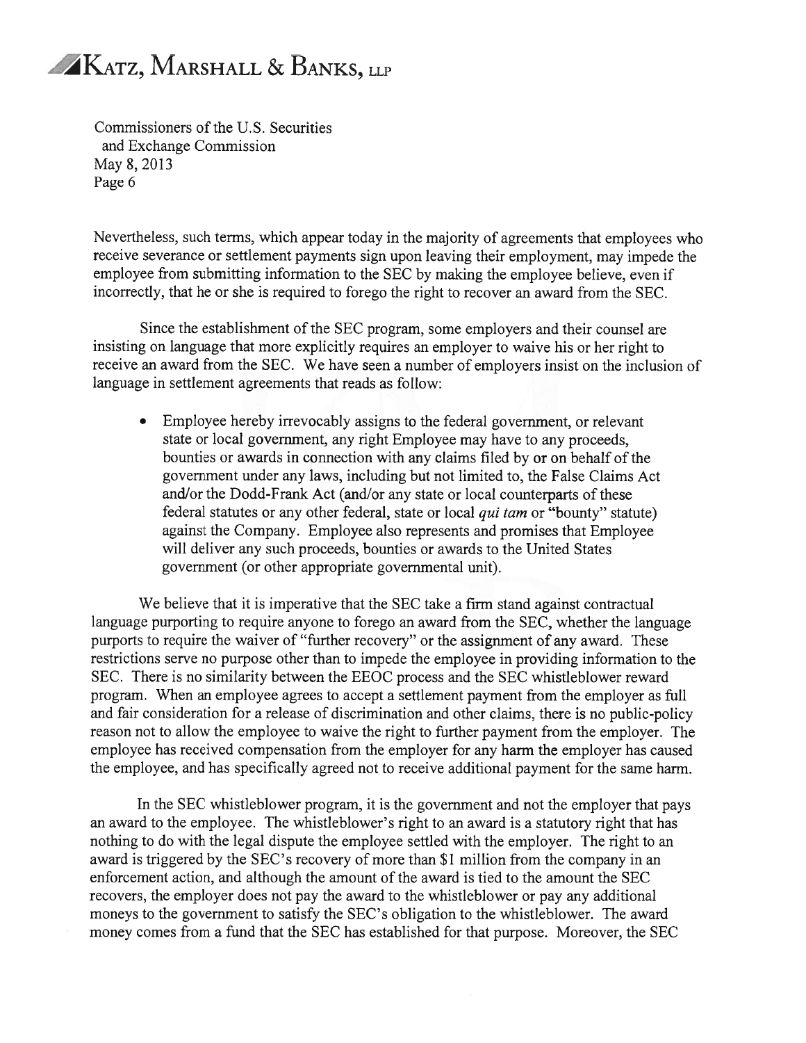Nevertheless, such terms, which appear today in the majority of agreements that employees who receive severance or settlement payments sign upon leaving their employment, may impede the employee from submitting information to the SEC by making the employee believe, even if incorrectly, that he or she is required to forego the right to recover an award from the SEC.

Since the establishment of the SEC program, some employers and their counsel are insisting on language that more explicitly requires an employer to waive his or her right to receive an award from the SEC. We have seen a number of employers insist on the inclusion of language in settlement agreements that reads as follow:

- Employee hereby irrevocably assigns to the federal government, or relevant state or local government, any right Employee may have to any proceeds, bounties or awards in connection with any claims filed by or on behalf of the government under any laws, including but not limited to, the False Claims Act and/or the Dodd-Frank Act (and/or any state or local counterparts of these federal statutes or any other federal, state or local *qui tam* or "bounty" statute) against the Company. Employee also represents and promises that Employee will deliver any such proceeds, bounties or awards to the United States government (or other appropriate governmental unit).

We believe that it is imperative that the SEC take a firm stand against contractual language purporting to require anyone to forego an award from the SEC, whether the language purports to require the waiver of "further recovery" or the assignment of any award. These restrictions serve no purpose other than to impede the employee in providing information to the SEC. There is no similarity between the EEOC process and the SEC whistleblower reward program. When an employee agrees to accept a settlement payment from the employer as full and fair consideration for a release of discrimination and other claims, there is no public-policy reason not to allow the employee to waive the right to further payment from the employer. The employee has received compensation from the employer for any harm the employer has caused the employee, and has specifically agreed not to receive additional payment for the same harm.

In the SEC whistleblower program, it is the government and not the employer that pays an award to the employee. The whistleblower's right to an award is a statutory right that has nothing to do with the legal dispute the employee settled with the employer. The right to an award is triggered by the SEC's recovery of more than $1 million from the company in an enforcement action, and although the amount of the award is tied to the amount the SEC recovers, the employer does not pay the award to the whistleblower or pay any additional moneys to the government to satisfy the SEC's obligation to the whistleblower. The award money comes from a fund that the SEC has established for that purpose. Moreover, the SEC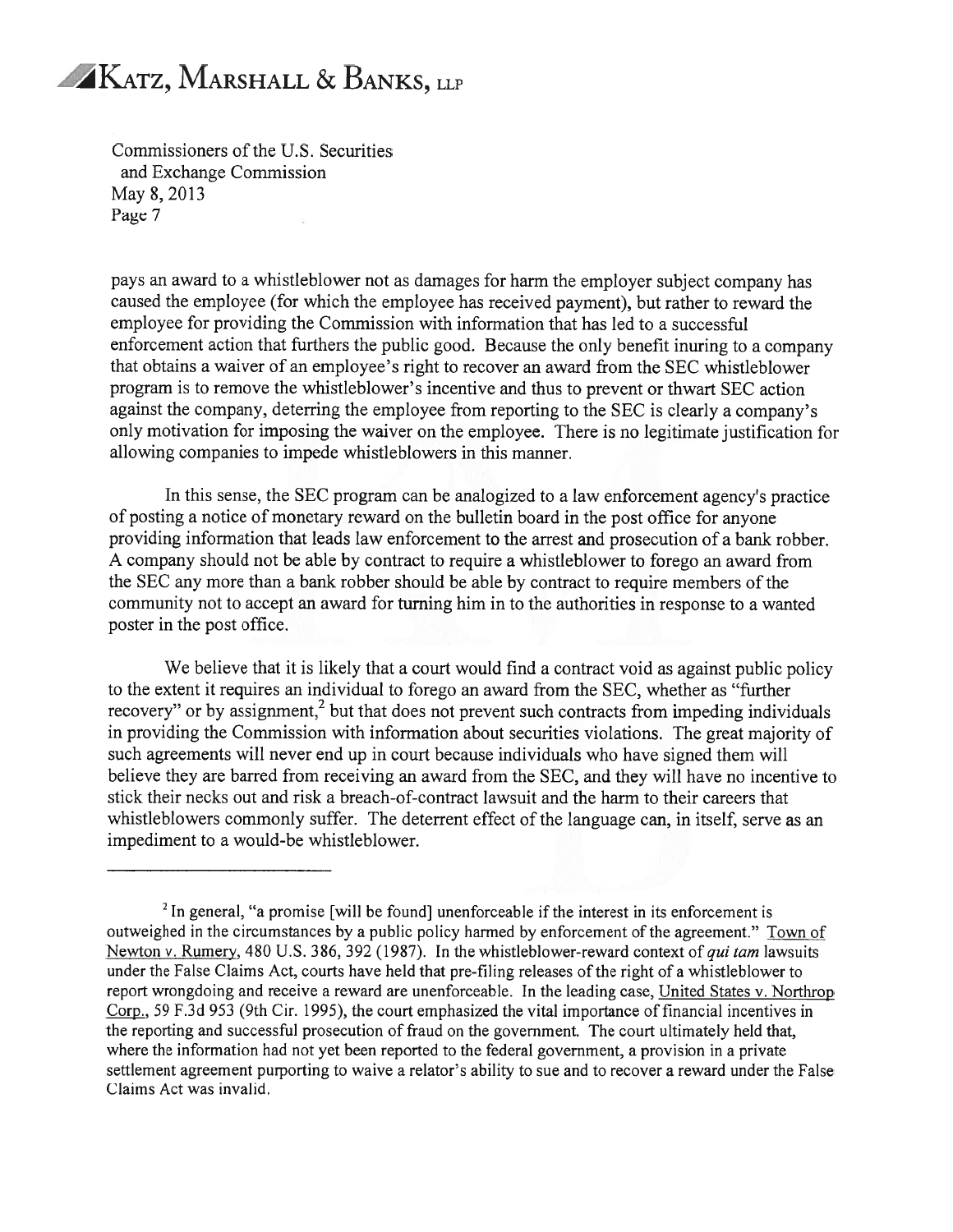pays an award to a whistleblower not as damages for harm the employer subject company has caused the employee (for which the employee has received payment), but rather to reward the employee for providing the Commission with information that has led to a successful enforcement action that furthers the public good. Because the only benefit inuring to a company that obtains a waiver of an employee's right to recover an award from the SEC whistleblower program is to remove the whistleblower's incentive and thus to prevent or thwart SEC action against the company, deterring the employee from reporting to the SEC is clearly a company's only motivation for imposing the waiver on the employee. There is no legitimate justification for allowing companies to impede whistleblowers in this manner.

In this sense, the SEC program can be analogized to a law enforcement agency's practice of posting a notice of monetary reward on the bulletin board in the post office for anyone providing information that leads law enforcement to the arrest and prosecution of a bank robber. A company should not be able by contract to require a whistleblower to forego an award from the SEC any more than a bank robber should be able by contract to require members of the community not to accept an award for turning him in to the authorities in response to a wanted poster in the post office.

We believe that it is likely that a court would find a contract void as against public policy to the extent it requires an individual to forego an award from the SEC, whether as "further recovery" or by assignment,[2] but that does not prevent such contracts from impeding individuals in providing the Commission with information about securities violations. The great majority of such agreements will never end up in court because individuals who have signed them will believe they are barred from receiving an award from the SEC, and they will have no incentive to stick their necks out and risk a breach-of-contract lawsuit and the harm to their careers that whistleblowers commonly suffer. The deterrent effect of the language can, in itself, serve as an impediment to a would-be whistleblower.

---

[2] In general, "a promise [will be found] unenforceable if the interest in its enforcement is outweighed in the circumstances by a public policy harmed by enforcement of the agreement." Town of Newton v. Rumery, 480 U.S. 386, 392 (1987). In the whistleblower-reward context of *qui tam* lawsuits under the False Claims Act, courts have held that pre-filing releases of the right of a whistleblower to report wrongdoing and receive a reward are unenforceable. In the leading case, United States v. Northrop Corp., 59 F.3d 953 (9th Cir. 1995), the court emphasized the vital importance of financial incentives in the reporting and successful prosecution of fraud on the government. The court ultimately held that, where the information had not yet been reported to the federal government, a provision in a private settlement agreement purporting to waive a relator's ability to sue and to recover a reward under the False Claims Act was invalid.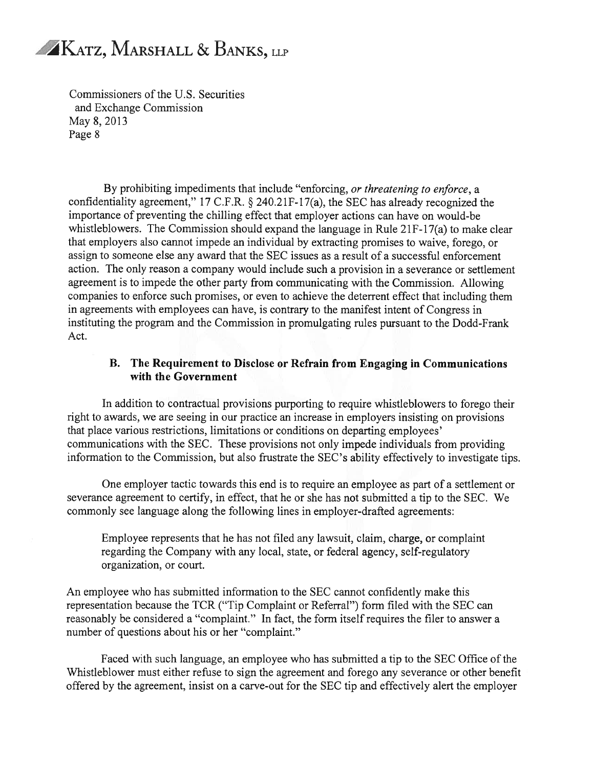By prohibiting impediments that include "enforcing, *or threatening to enforce*, a confidentiality agreement," 17 C.F.R. § 240.21F-17(a), the SEC has already recognized the importance of preventing the chilling effect that employer actions can have on would-be whistleblowers. The Commission should expand the language in Rule 21F-17(a) to make clear that employers also cannot impede an individual by extracting promises to waive, forego, or assign to someone else any award that the SEC issues as a result of a successful enforcement action. The only reason a company would include such a provision in a severance or settlement agreement is to impede the other party from communicating with the Commission. Allowing companies to enforce such promises, or even to achieve the deterrent effect that including them in agreements with employees can have, is contrary to the manifest intent of Congress in instituting the program and the Commission in promulgating rules pursuant to the Dodd-Frank Act.

### B. The Requirement to Disclose or Refrain from Engaging in Communications with the Government

In addition to contractual provisions purporting to require whistleblowers to forego their right to awards, we are seeing in our practice an increase in employers insisting on provisions that place various restrictions, limitations or conditions on departing employees' communications with the SEC. These provisions not only impede individuals from providing information to the Commission, but also frustrate the SEC's ability effectively to investigate tips.

One employer tactic towards this end is to require an employee as part of a settlement or severance agreement to certify, in effect, that he or she has not submitted a tip to the SEC. We commonly see language along the following lines in employer-drafted agreements:

> Employee represents that he has not filed any lawsuit, claim, charge, or complaint regarding the Company with any local, state, or federal agency, self-regulatory organization, or court.

An employee who has submitted information to the SEC cannot confidently make this representation because the TCR ("Tip Complaint or Referral") form filed with the SEC can reasonably be considered a "complaint." In fact, the form itself requires the filer to answer a number of questions about his or her "complaint."

Faced with such language, an employee who has submitted a tip to the SEC Office of the Whistleblower must either refuse to sign the agreement and forego any severance or other benefit offered by the agreement, insist on a carve-out for the SEC tip and effectively alert the employer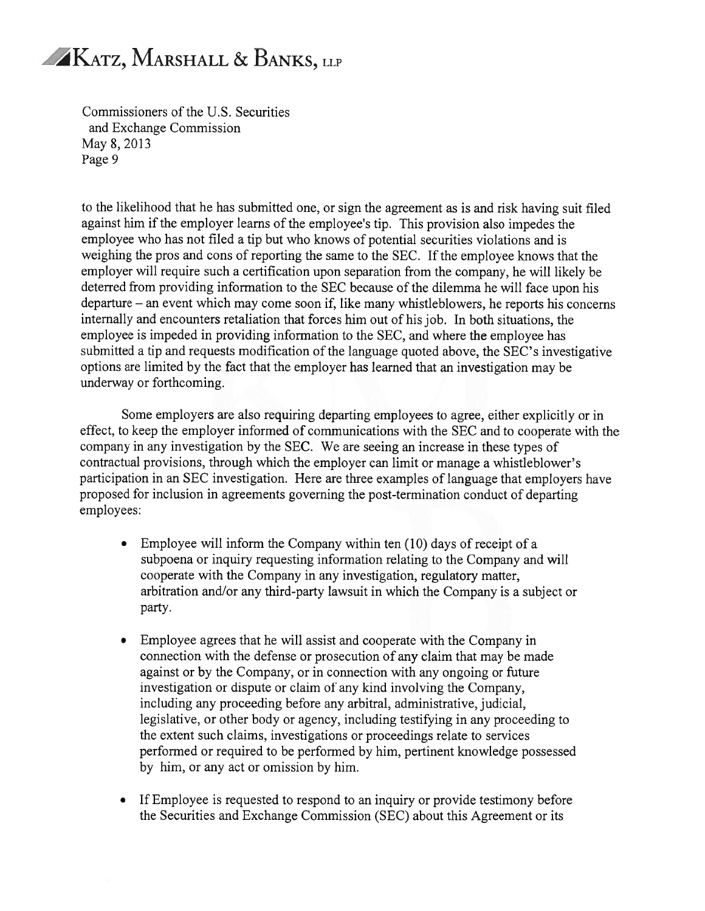to the likelihood that he has submitted one, or sign the agreement as is and risk having suit filed against him if the employer learns of the employee's tip. This provision also impedes the employee who has not filed a tip but who knows of potential securities violations and is weighing the pros and cons of reporting the same to the SEC. If the employee knows that the employer will require such a certification upon separation from the company, he will likely be deterred from providing information to the SEC because of the dilemma he will face upon his departure – an event which may come soon if, like many whistleblowers, he reports his concerns internally and encounters retaliation that forces him out of his job. In both situations, the employee is impeded in providing information to the SEC, and where the employee has submitted a tip and requests modification of the language quoted above, the SEC's investigative options are limited by the fact that the employer has learned that an investigation may be underway or forthcoming.

Some employers are also requiring departing employees to agree, either explicitly or in effect, to keep the employer informed of communications with the SEC and to cooperate with the company in any investigation by the SEC. We are seeing an increase in these types of contractual provisions, through which the employer can limit or manage a whistleblower's participation in an SEC investigation. Here are three examples of language that employers have proposed for inclusion in agreements governing the post-termination conduct of departing employees:

- Employee will inform the Company within ten (10) days of receipt of a subpoena or inquiry requesting information relating to the Company and will cooperate with the Company in any investigation, regulatory matter, arbitration and/or any third-party lawsuit in which the Company is a subject or party.

- Employee agrees that he will assist and cooperate with the Company in connection with the defense or prosecution of any claim that may be made against or by the Company, or in connection with any ongoing or future investigation or dispute or claim of any kind involving the Company, including any proceeding before any arbitral, administrative, judicial, legislative, or other body or agency, including testifying in any proceeding to the extent such claims, investigations or proceedings relate to services performed or required to be performed by him, pertinent knowledge possessed by him, or any act or omission by him.

- If Employee is requested to respond to an inquiry or provide testimony before the Securities and Exchange Commission (SEC) about this Agreement or its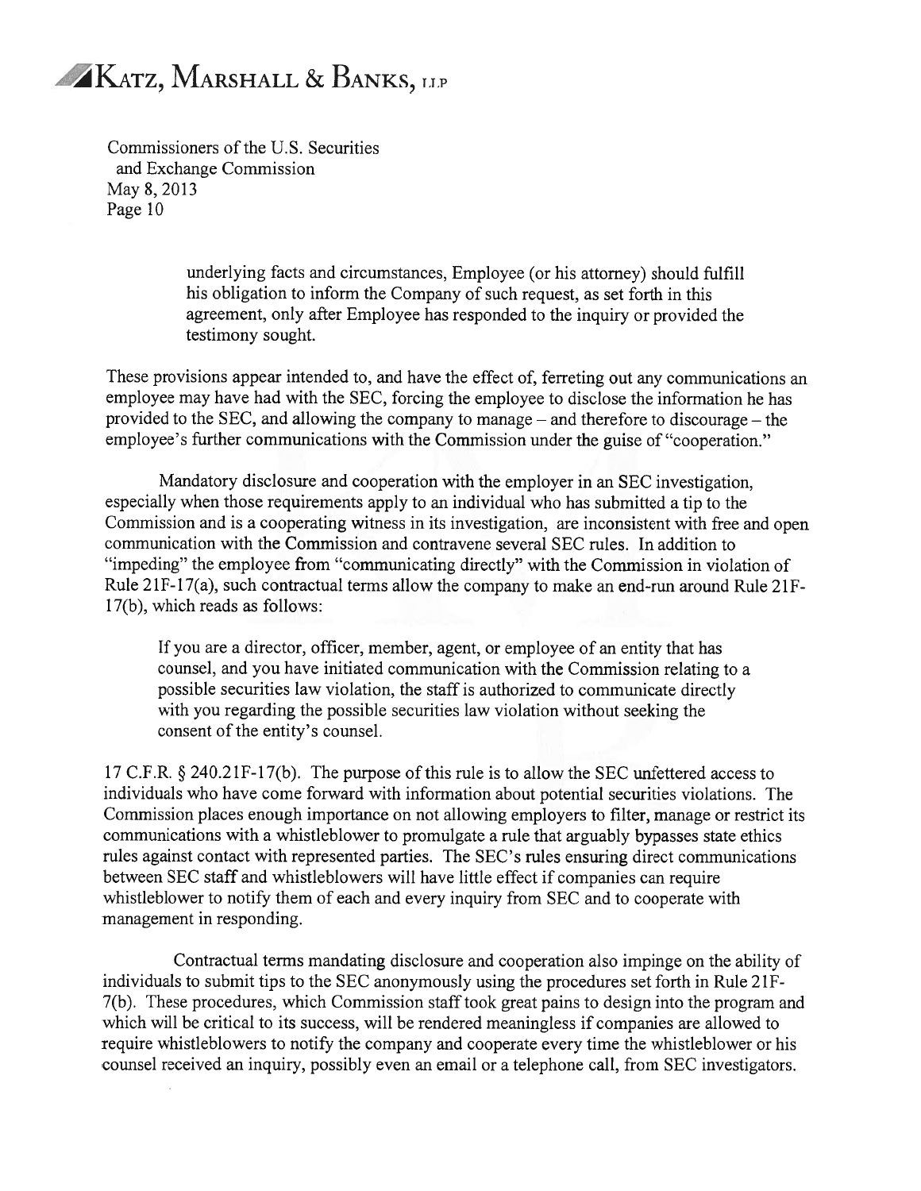underlying facts and circumstances, Employee (or his attorney) should fulfill his obligation to inform the Company of such request, as set forth in this agreement, only after Employee has responded to the inquiry or provided the testimony sought.

These provisions appear intended to, and have the effect of, ferreting out any communications an employee may have had with the SEC, forcing the employee to disclose the information he has provided to the SEC, and allowing the company to manage – and therefore to discourage – the employee's further communications with the Commission under the guise of "cooperation."

Mandatory disclosure and cooperation with the employer in an SEC investigation, especially when those requirements apply to an individual who has submitted a tip to the Commission and is a cooperating witness in its investigation, are inconsistent with free and open communication with the Commission and contravene several SEC rules. In addition to "impeding" the employee from "communicating directly" with the Commission in violation of Rule 21F-17(a), such contractual terms allow the company to make an end-run around Rule 21F-17(b), which reads as follows:

> If you are a director, officer, member, agent, or employee of an entity that has counsel, and you have initiated communication with the Commission relating to a possible securities law violation, the staff is authorized to communicate directly with you regarding the possible securities law violation without seeking the consent of the entity's counsel.

17 C.F.R. § 240.21F-17(b). The purpose of this rule is to allow the SEC unfettered access to individuals who have come forward with information about potential securities violations. The Commission places enough importance on not allowing employers to filter, manage or restrict its communications with a whistleblower to promulgate a rule that arguably bypasses state ethics rules against contact with represented parties. The SEC's rules ensuring direct communications between SEC staff and whistleblowers will have little effect if companies can require whistleblower to notify them of each and every inquiry from SEC and to cooperate with management in responding.

Contractual terms mandating disclosure and cooperation also impinge on the ability of individuals to submit tips to the SEC anonymously using the procedures set forth in Rule 21F-7(b). These procedures, which Commission staff took great pains to design into the program and which will be critical to its success, will be rendered meaningless if companies are allowed to require whistleblowers to notify the company and cooperate every time the whistleblower or his counsel received an inquiry, possibly even an email or a telephone call, from SEC investigators.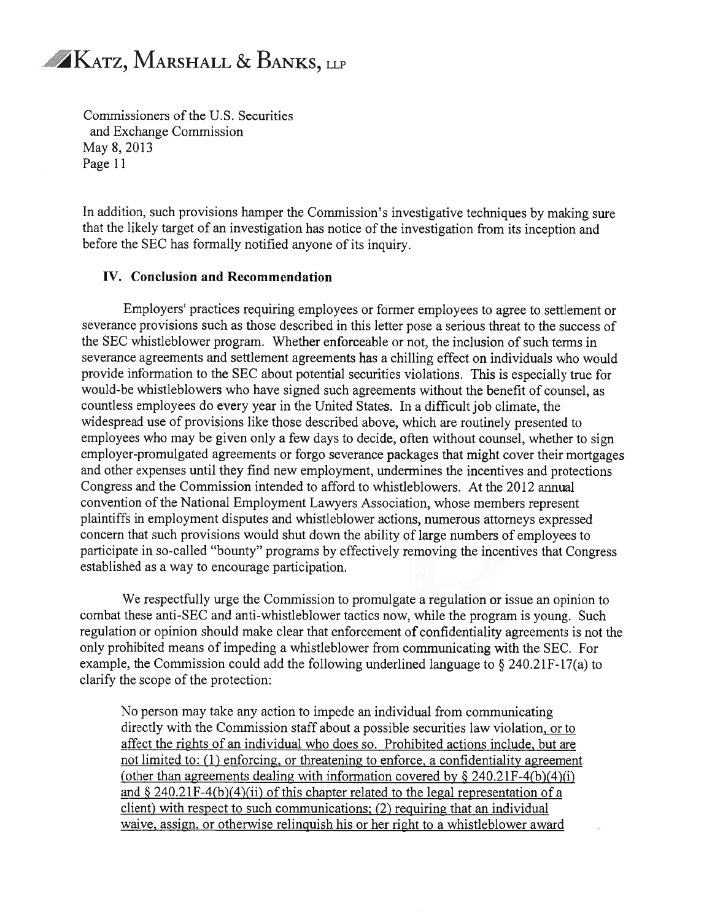In addition, such provisions hamper the Commission's investigative techniques by making sure that the likely target of an investigation has notice of the investigation from its inception and before the SEC has formally notified anyone of its inquiry.

### IV. Conclusion and Recommendation

Employers' practices requiring employees or former employees to agree to settlement or severance provisions such as those described in this letter pose a serious threat to the success of the SEC whistleblower program. Whether enforceable or not, the inclusion of such terms in severance agreements and settlement agreements has a chilling effect on individuals who would provide information to the SEC about potential securities violations. This is especially true for would-be whistleblowers who have signed such agreements without the benefit of counsel, as countless employees do every year in the United States. In a difficult job climate, the widespread use of provisions like those described above, which are routinely presented to employees who may be given only a few days to decide, often without counsel, whether to sign employer-promulgated agreements or forgo severance packages that might cover their mortgages and other expenses until they find new employment, undermines the incentives and protections Congress and the Commission intended to afford to whistleblowers. At the 2012 annual convention of the National Employment Lawyers Association, whose members represent plaintiffs in employment disputes and whistleblower actions, numerous attorneys expressed concern that such provisions would shut down the ability of large numbers of employees to participate in so-called "bounty" programs by effectively removing the incentives that Congress established as a way to encourage participation.

We respectfully urge the Commission to promulgate a regulation or issue an opinion to combat these anti-SEC and anti-whistleblower tactics now, while the program is young. Such regulation or opinion should make clear that enforcement of confidentiality agreements is not the only prohibited means of impeding a whistleblower from communicating with the SEC. For example, the Commission could add the following underlined language to § 240.21F-17(a) to clarify the scope of the protection:

> No person may take any action to impede an individual from communicating directly with the Commission staff about a possible securities law violation<u>, or to affect the rights of an individual who does so. Prohibited actions include, but are not limited to: (1) enforcing, or threatening to enforce, a confidentiality agreement (other than agreements dealing with information covered by § 240.21F-4(b)(4)(i) and § 240.21F-4(b)(4)(ii) of this chapter related to the legal representation of a client) with respect to such communications; (2) requiring that an individual waive, assign, or otherwise relinquish his or her right to a whistleblower award</u>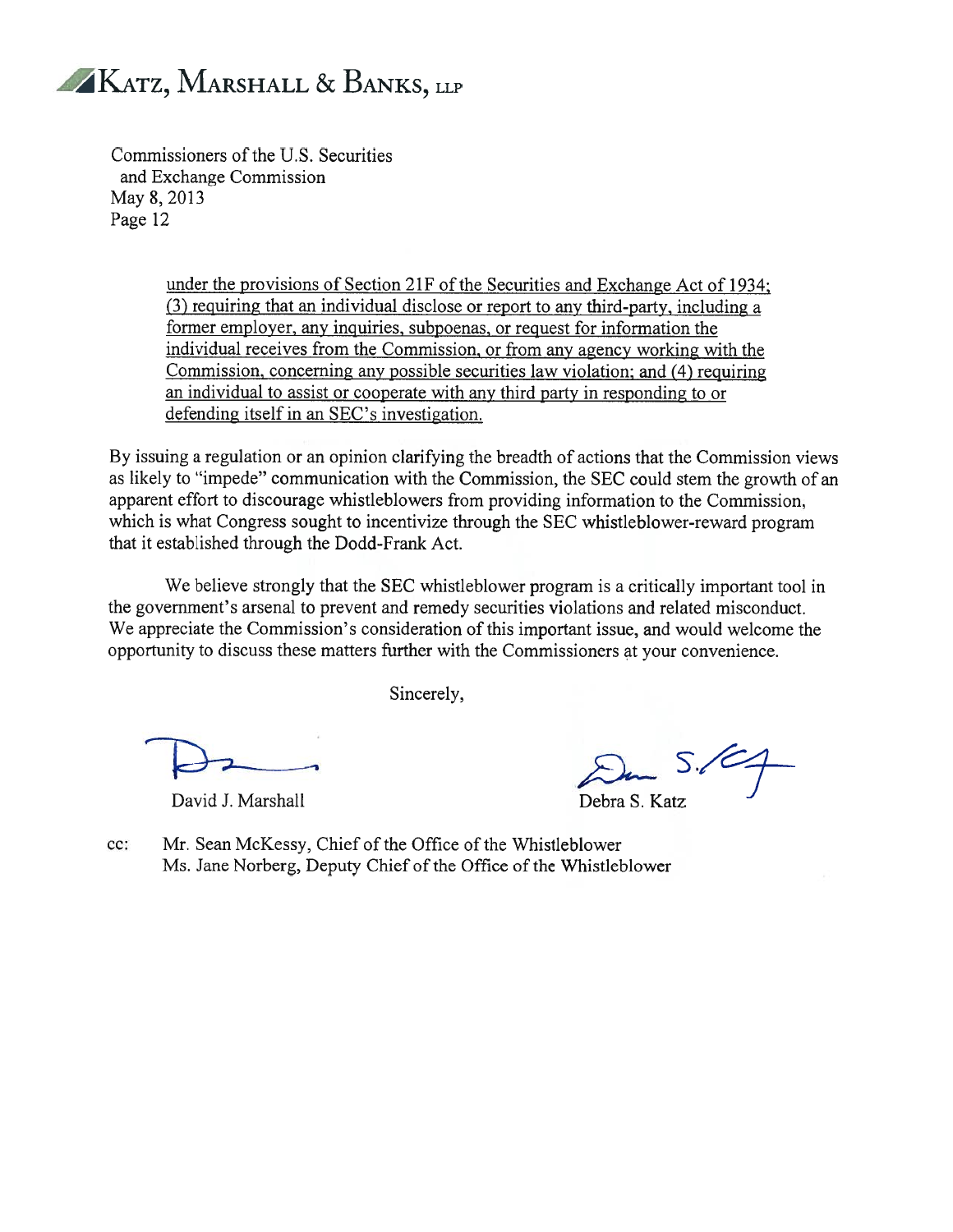under the provisions of Section 21F of the Securities and Exchange Act of 1934; (3) requiring that an individual disclose or report to any third-party, including a former employer, any inquiries, subpoenas, or request for information the individual receives from the Commission, or from any agency working with the Commission, concerning any possible securities law violation; and (4) requiring an individual to assist or cooperate with any third party in responding to or defending itself in an SEC's investigation.

By issuing a regulation or an opinion clarifying the breadth of actions that the Commission views as likely to "impede" communication with the Commission, the SEC could stem the growth of an apparent effort to discourage whistleblowers from providing information to the Commission, which is what Congress sought to incentivize through the SEC whistleblower-reward program that it established through the Dodd-Frank Act.

We believe strongly that the SEC whistleblower program is a critically important tool in the government's arsenal to prevent and remedy securities violations and related misconduct. We appreciate the Commission's consideration of this important issue, and would welcome the opportunity to discuss these matters further with the Commissioners at your convenience.

Sincerely,

David J. Marshall

Debra S. Katz

cc: Mr. Sean McKessy, Chief of the Office of the Whistleblower
Ms. Jane Norberg, Deputy Chief of the Office of the Whistleblower